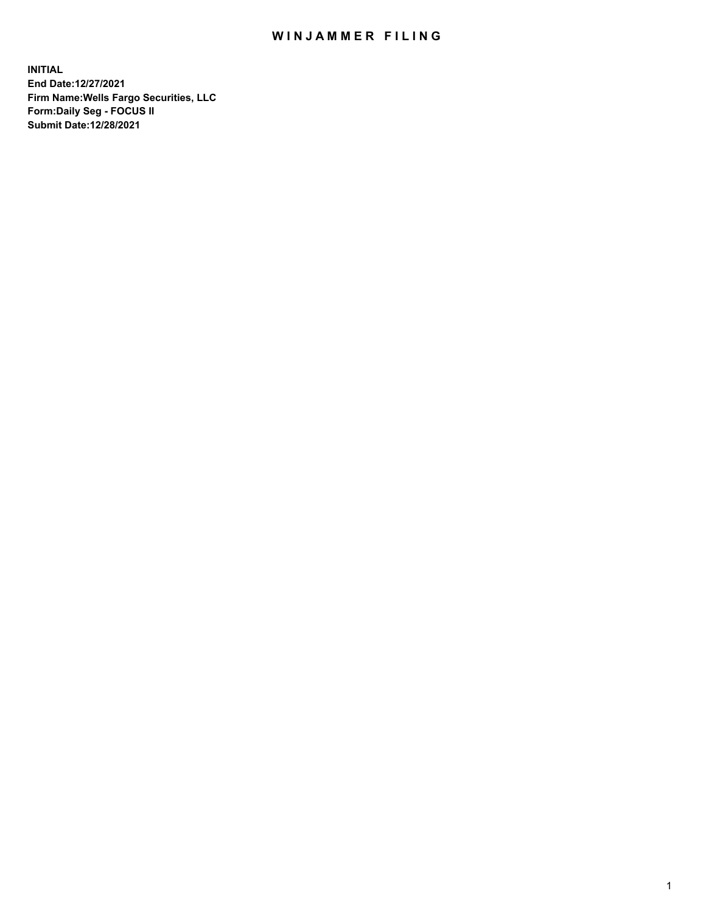# WINJAMMER FILING

**INITIAL**
**End Date:12/27/2021**
**Firm Name:Wells Fargo Securities, LLC**
**Form:Daily Seg - FOCUS II**
**Submit Date:12/28/2021**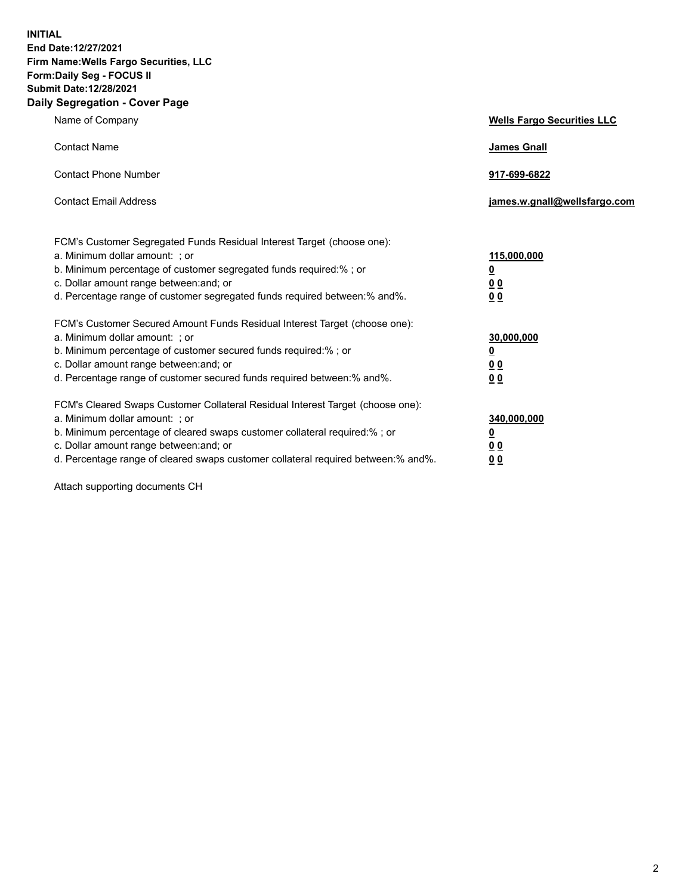**INITIAL**
**End Date:12/27/2021**
**Firm Name:Wells Fargo Securities, LLC**
**Form:Daily Seg - FOCUS II**
**Submit Date:12/28/2021**

## Daily Segregation - Cover Page

| | |
|---|---|
| Name of Company | **Wells Fargo Securities LLC** |
| Contact Name | **James Gnall** |
| Contact Phone Number | **917-699-6822** |
| Contact Email Address | **james.w.gnall@wellsfargo.com** |

| | |
|---|---|
| FCM's Customer Segregated Funds Residual Interest Target (choose one): | |
| a. Minimum dollar amount: ; or | **115,000,000** |
| b. Minimum percentage of customer segregated funds required:% ; or | **0** |
| c. Dollar amount range between:and; or | **0 0** |
| d. Percentage range of customer segregated funds required between:% and%. | **0 0** |

| | |
|---|---|
| FCM's Customer Secured Amount Funds Residual Interest Target (choose one): | |
| a. Minimum dollar amount: ; or | **30,000,000** |
| b. Minimum percentage of customer secured funds required:% ; or | **0** |
| c. Dollar amount range between:and; or | **0 0** |
| d. Percentage range of customer secured funds required between:% and%. | **0 0** |

| | |
|---|---|
| FCM's Cleared Swaps Customer Collateral Residual Interest Target (choose one): | |
| a. Minimum dollar amount: ; or | **340,000,000** |
| b. Minimum percentage of cleared swaps customer collateral required:% ; or | **0** |
| c. Dollar amount range between:and; or | **0 0** |
| d. Percentage range of cleared swaps customer collateral required between:% and%. | **0 0** |

Attach supporting documents CH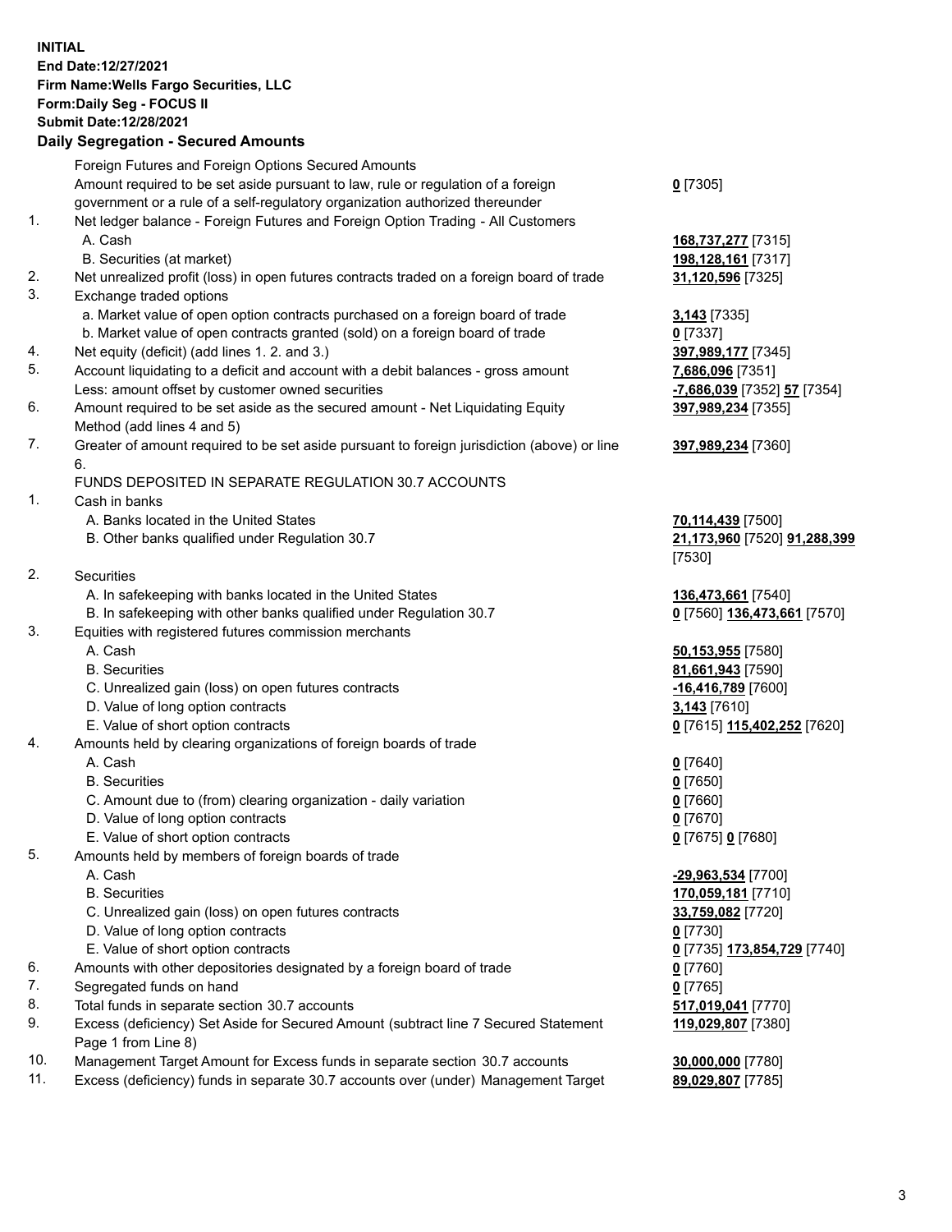**INITIAL**
**End Date:12/27/2021**
**Firm Name:Wells Fargo Securities, LLC**
**Form:Daily Seg - FOCUS II**
**Submit Date:12/28/2021**

## Daily Segregation - Secured Amounts

| | | |
|---|---|---|
| | Foreign Futures and Foreign Options Secured Amounts | |
| | Amount required to be set aside pursuant to law, rule or regulation of a foreign government or a rule of a self-regulatory organization authorized thereunder | **0** [7305] |
| 1. | Net ledger balance - Foreign Futures and Foreign Option Trading - All Customers | |
| | A. Cash | **168,737,277** [7315] |
| | B. Securities (at market) | **198,128,161** [7317] |
| 2. | Net unrealized profit (loss) in open futures contracts traded on a foreign board of trade | **31,120,596** [7325] |
| 3. | Exchange traded options | |
| | a. Market value of open option contracts purchased on a foreign board of trade | **3,143** [7335] |
| | b. Market value of open contracts granted (sold) on a foreign board of trade | **0** [7337] |
| 4. | Net equity (deficit) (add lines 1. 2. and 3.) | **397,989,177** [7345] |
| 5. | Account liquidating to a deficit and account with a debit balances - gross amount | **7,686,096** [7351] |
| | Less: amount offset by customer owned securities | **-7,686,039** [7352] **57** [7354] |
| 6. | Amount required to be set aside as the secured amount - Net Liquidating Equity Method (add lines 4 and 5) | **397,989,234** [7355] |
| 7. | Greater of amount required to be set aside pursuant to foreign jurisdiction (above) or line 6. | **397,989,234** [7360] |
| | FUNDS DEPOSITED IN SEPARATE REGULATION 30.7 ACCOUNTS | |
| 1. | Cash in banks | |
| | A. Banks located in the United States | **70,114,439** [7500] |
| | B. Other banks qualified under Regulation 30.7 | **21,173,960** [7520] **91,288,399** [7530] |
| 2. | Securities | |
| | A. In safekeeping with banks located in the United States | **136,473,661** [7540] |
| | B. In safekeeping with other banks qualified under Regulation 30.7 | **0** [7560] **136,473,661** [7570] |
| 3. | Equities with registered futures commission merchants | |
| | A. Cash | **50,153,955** [7580] |
| | B. Securities | **81,661,943** [7590] |
| | C. Unrealized gain (loss) on open futures contracts | **-16,416,789** [7600] |
| | D. Value of long option contracts | **3,143** [7610] |
| | E. Value of short option contracts | **0** [7615] **115,402,252** [7620] |
| 4. | Amounts held by clearing organizations of foreign boards of trade | |
| | A. Cash | **0** [7640] |
| | B. Securities | **0** [7650] |
| | C. Amount due to (from) clearing organization - daily variation | **0** [7660] |
| | D. Value of long option contracts | **0** [7670] |
| | E. Value of short option contracts | **0** [7675] **0** [7680] |
| 5. | Amounts held by members of foreign boards of trade | |
| | A. Cash | **-29,963,534** [7700] |
| | B. Securities | **170,059,181** [7710] |
| | C. Unrealized gain (loss) on open futures contracts | **33,759,082** [7720] |
| | D. Value of long option contracts | **0** [7730] |
| | E. Value of short option contracts | **0** [7735] **173,854,729** [7740] |
| 6. | Amounts with other depositories designated by a foreign board of trade | **0** [7760] |
| 7. | Segregated funds on hand | **0** [7765] |
| 8. | Total funds in separate section 30.7 accounts | **517,019,041** [7770] |
| 9. | Excess (deficiency) Set Aside for Secured Amount (subtract line 7 Secured Statement Page 1 from Line 8) | **119,029,807** [7380] |
| 10. | Management Target Amount for Excess funds in separate section 30.7 accounts | **30,000,000** [7780] |
| 11. | Excess (deficiency) funds in separate 30.7 accounts over (under) Management Target | **89,029,807** [7785] |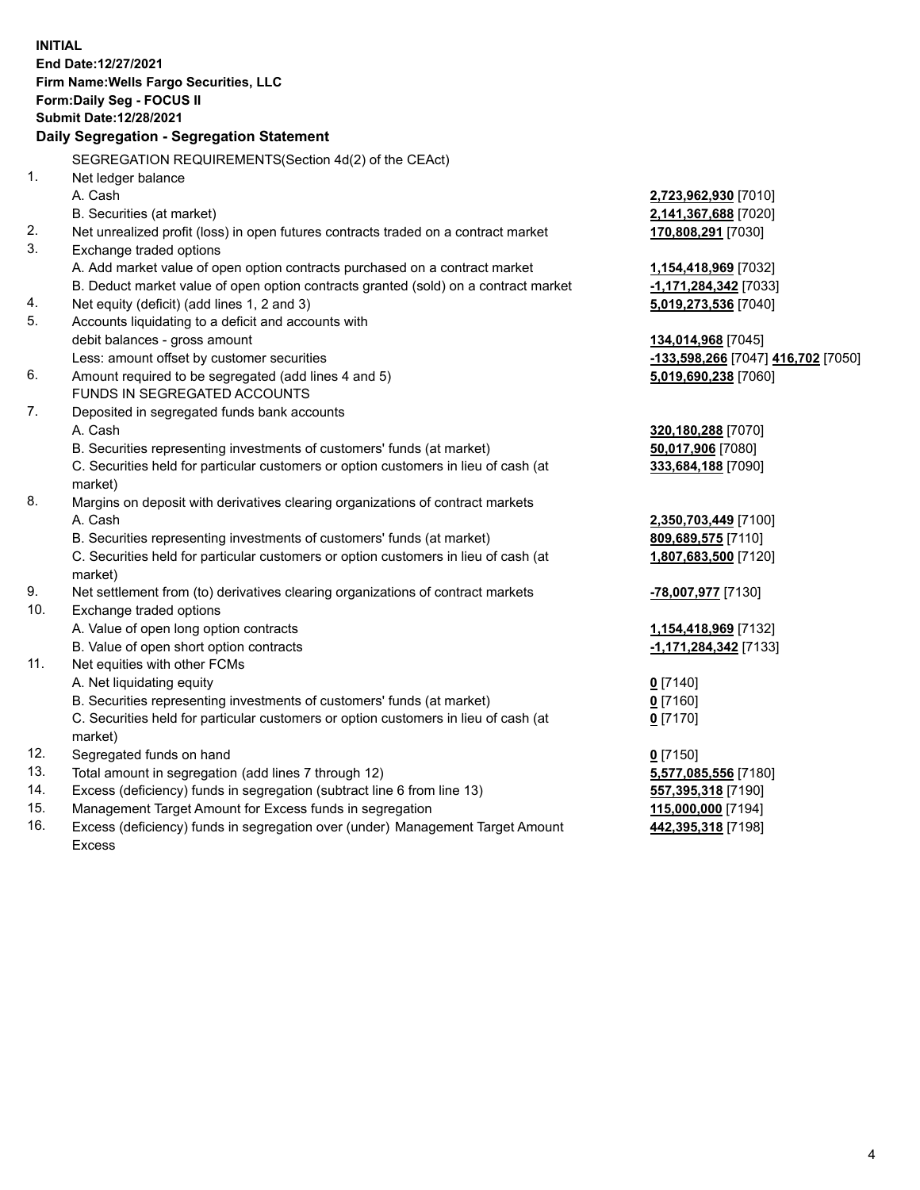**INITIAL**
**End Date:12/27/2021**
**Firm Name:Wells Fargo Securities, LLC**
**Form:Daily Seg - FOCUS II**
**Submit Date:12/28/2021**

**Daily Segregation - Segregation Statement**

SEGREGATION REQUIREMENTS(Section 4d(2) of the CEAct)

| | | |
|---|---|---|
| 1. | Net ledger balance | |
| | A. Cash | **2,723,962,930** [7010] |
| | B. Securities (at market) | **2,141,367,688** [7020] |
| 2. | Net unrealized profit (loss) in open futures contracts traded on a contract market | **170,808,291** [7030] |
| 3. | Exchange traded options | |
| | A. Add market value of open option contracts purchased on a contract market | **1,154,418,969** [7032] |
| | B. Deduct market value of open option contracts granted (sold) on a contract market | **-1,171,284,342** [7033] |
| 4. | Net equity (deficit) (add lines 1, 2 and 3) | **5,019,273,536** [7040] |
| 5. | Accounts liquidating to a deficit and accounts with | |
| | debit balances - gross amount | **134,014,968** [7045] |
| | Less: amount offset by customer securities | **-133,598,266** [7047] **416,702** [7050] |
| 6. | Amount required to be segregated (add lines 4 and 5) | **5,019,690,238** [7060] |
| | FUNDS IN SEGREGATED ACCOUNTS | |
| 7. | Deposited in segregated funds bank accounts | |
| | A. Cash | **320,180,288** [7070] |
| | B. Securities representing investments of customers' funds (at market) | **50,017,906** [7080] |
| | C. Securities held for particular customers or option customers in lieu of cash (at market) | **333,684,188** [7090] |
| 8. | Margins on deposit with derivatives clearing organizations of contract markets | |
| | A. Cash | **2,350,703,449** [7100] |
| | B. Securities representing investments of customers' funds (at market) | **809,689,575** [7110] |
| | C. Securities held for particular customers or option customers in lieu of cash (at market) | **1,807,683,500** [7120] |
| 9. | Net settlement from (to) derivatives clearing organizations of contract markets | **-78,007,977** [7130] |
| 10. | Exchange traded options | |
| | A. Value of open long option contracts | **1,154,418,969** [7132] |
| | B. Value of open short option contracts | **-1,171,284,342** [7133] |
| 11. | Net equities with other FCMs | |
| | A. Net liquidating equity | **0** [7140] |
| | B. Securities representing investments of customers' funds (at market) | **0** [7160] |
| | C. Securities held for particular customers or option customers in lieu of cash (at market) | **0** [7170] |
| 12. | Segregated funds on hand | **0** [7150] |
| 13. | Total amount in segregation (add lines 7 through 12) | **5,577,085,556** [7180] |
| 14. | Excess (deficiency) funds in segregation (subtract line 6 from line 13) | **557,395,318** [7190] |
| 15. | Management Target Amount for Excess funds in segregation | **115,000,000** [7194] |
| 16. | Excess (deficiency) funds in segregation over (under) Management Target Amount Excess | **442,395,318** [7198] |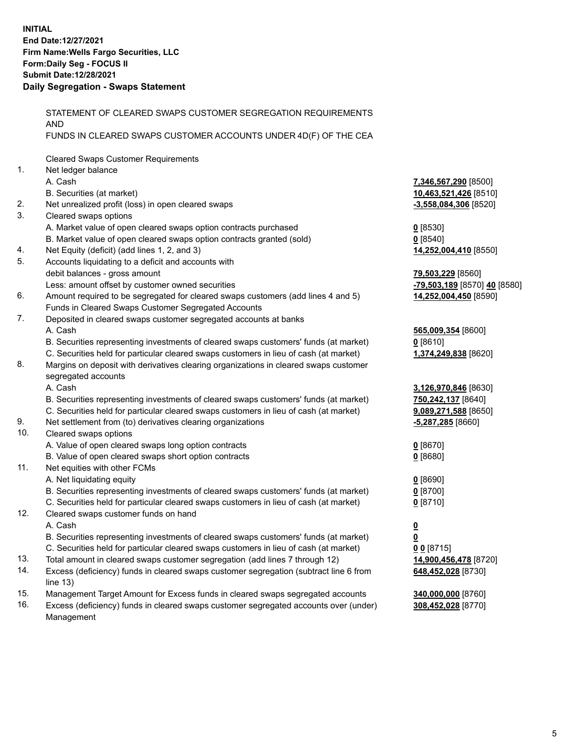**INITIAL**
**End Date:12/27/2021**
**Firm Name:Wells Fargo Securities, LLC**
**Form:Daily Seg - FOCUS II**
**Submit Date:12/28/2021**
**Daily Segregation - Swaps Statement**

STATEMENT OF CLEARED SWAPS CUSTOMER SEGREGATION REQUIREMENTS AND FUNDS IN CLEARED SWAPS CUSTOMER ACCOUNTS UNDER 4D(F) OF THE CEA

| | | |
|---|---|---|
| | Cleared Swaps Customer Requirements | |
| 1. | Net ledger balance | |
| | A. Cash | **7,346,567,290** [8500] |
| | B. Securities (at market) | **10,463,521,426** [8510] |
| 2. | Net unrealized profit (loss) in open cleared swaps | **-3,558,084,306** [8520] |
| 3. | Cleared swaps options | |
| | A. Market value of open cleared swaps option contracts purchased | **0** [8530] |
| | B. Market value of open cleared swaps option contracts granted (sold) | **0** [8540] |
| 4. | Net Equity (deficit) (add lines 1, 2, and 3) | **14,252,004,410** [8550] |
| 5. | Accounts liquidating to a deficit and accounts with debit balances - gross amount | **79,503,229** [8560] |
| | Less: amount offset by customer owned securities | **-79,503,189** [8570] **40** [8580] |
| 6. | Amount required to be segregated for cleared swaps customers (add lines 4 and 5) | **14,252,004,450** [8590] |
| | Funds in Cleared Swaps Customer Segregated Accounts | |
| 7. | Deposited in cleared swaps customer segregated accounts at banks | |
| | A. Cash | **565,009,354** [8600] |
| | B. Securities representing investments of cleared swaps customers' funds (at market) | **0** [8610] |
| | C. Securities held for particular cleared swaps customers in lieu of cash (at market) | **1,374,249,838** [8620] |
| 8. | Margins on deposit with derivatives clearing organizations in cleared swaps customer segregated accounts | |
| | A. Cash | **3,126,970,846** [8630] |
| | B. Securities representing investments of cleared swaps customers' funds (at market) | **750,242,137** [8640] |
| | C. Securities held for particular cleared swaps customers in lieu of cash (at market) | **9,089,271,588** [8650] |
| 9. | Net settlement from (to) derivatives clearing organizations | **-5,287,285** [8660] |
| 10. | Cleared swaps options | |
| | A. Value of open cleared swaps long option contracts | **0** [8670] |
| | B. Value of open cleared swaps short option contracts | **0** [8680] |
| 11. | Net equities with other FCMs | |
| | A. Net liquidating equity | **0** [8690] |
| | B. Securities representing investments of cleared swaps customers' funds (at market) | **0** [8700] |
| | C. Securities held for particular cleared swaps customers in lieu of cash (at market) | **0** [8710] |
| 12. | Cleared swaps customer funds on hand | |
| | A. Cash | **0** |
| | B. Securities representing investments of cleared swaps customers' funds (at market) | **0** |
| | C. Securities held for particular cleared swaps customers in lieu of cash (at market) | **0** **0** [8715] |
| 13. | Total amount in cleared swaps customer segregation (add lines 7 through 12) | **14,900,456,478** [8720] |
| 14. | Excess (deficiency) funds in cleared swaps customer segregation (subtract line 6 from line 13) | **648,452,028** [8730] |
| 15. | Management Target Amount for Excess funds in cleared swaps segregated accounts | **340,000,000** [8760] |
| 16. | Excess (deficiency) funds in cleared swaps customer segregated accounts over (under) Management | **308,452,028** [8770] |